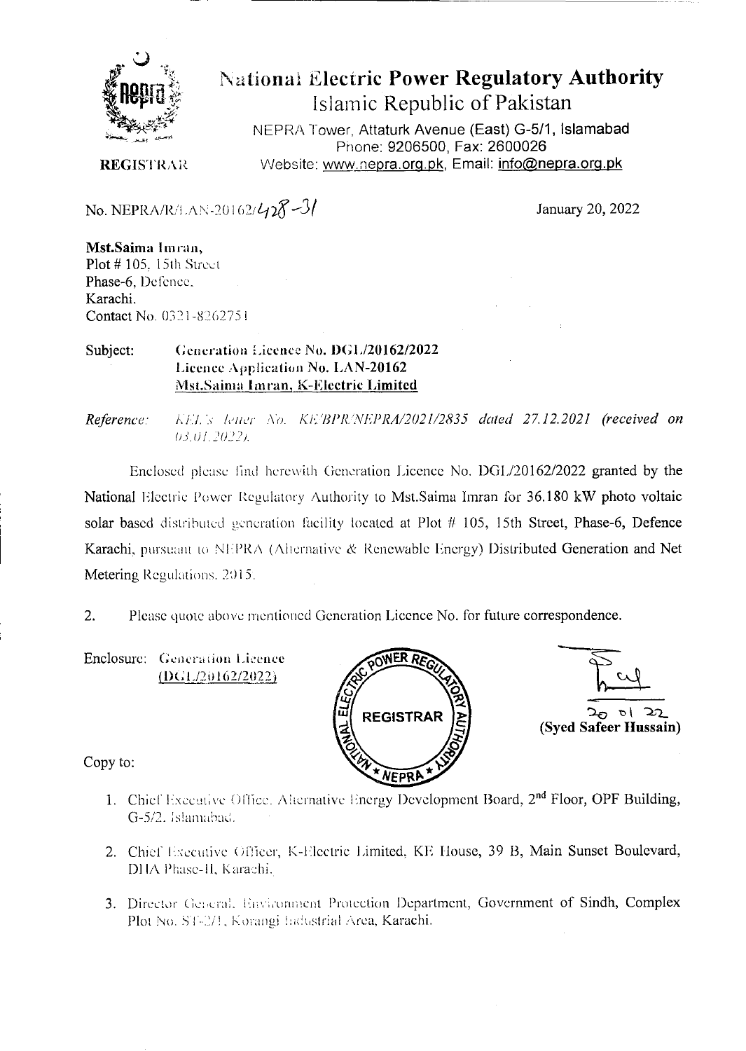# National Electric Power Regulatory Authority

## Islamic Republic of Pakistan

NEPRA Tower, Attaturk Avenue (East) G-5/1, Islamabad
Phone: 9206500, Fax: 2600026
Website: www.nepra.org.pk, Email: info@nepra.org.pk

**REGISTRAR**

No. NEPRA/R/LAN-20162/428-31

January 20, 2022

**Mst.Saima Imran,**
Plot # 105, 15th Street
Phase-6, Defence,
Karachi.
Contact No. 0321-8262751

Subject: **Generation Licence No. DGL/20162/2022**
**Licence Application No. LAN-20162**
**Mst.Saima Imran, K-Electric Limited**

*Reference: KEL's letter No. KE/BPR/NEPRA/2021/2835 dated 27.12.2021 (received on 03.01.2022).*

Enclosed please find herewith Generation Licence No. DGL/20162/2022 granted by the National Electric Power Regulatory Authority to Mst.Saima Imran for 36.180 kW photo voltaic solar based distributed generation facility located at Plot # 105, 15th Street, Phase-6, Defence Karachi, pursuant to NEPRA (Alternative & Renewable Energy) Distributed Generation and Net Metering Regulations, 2015.

2. Please quote above mentioned Generation Licence No. for future correspondence.

Enclosure: Generation Licence
(DGL/20162/2022)

20 01 22
**(Syed Safeer Hussain)**

Copy to:

1. Chief Executive Office, Alternative Energy Development Board, 2nd Floor, OPF Building, G-5/2, Islamabad.
2. Chief Executive Officer, K-Electric Limited, KE House, 39 B, Main Sunset Boulevard, DHA Phase-II, Karachi.
3. Director General, Environment Protection Department, Government of Sindh, Complex Plot No. ST-2/1, Korangi Industrial Area, Karachi.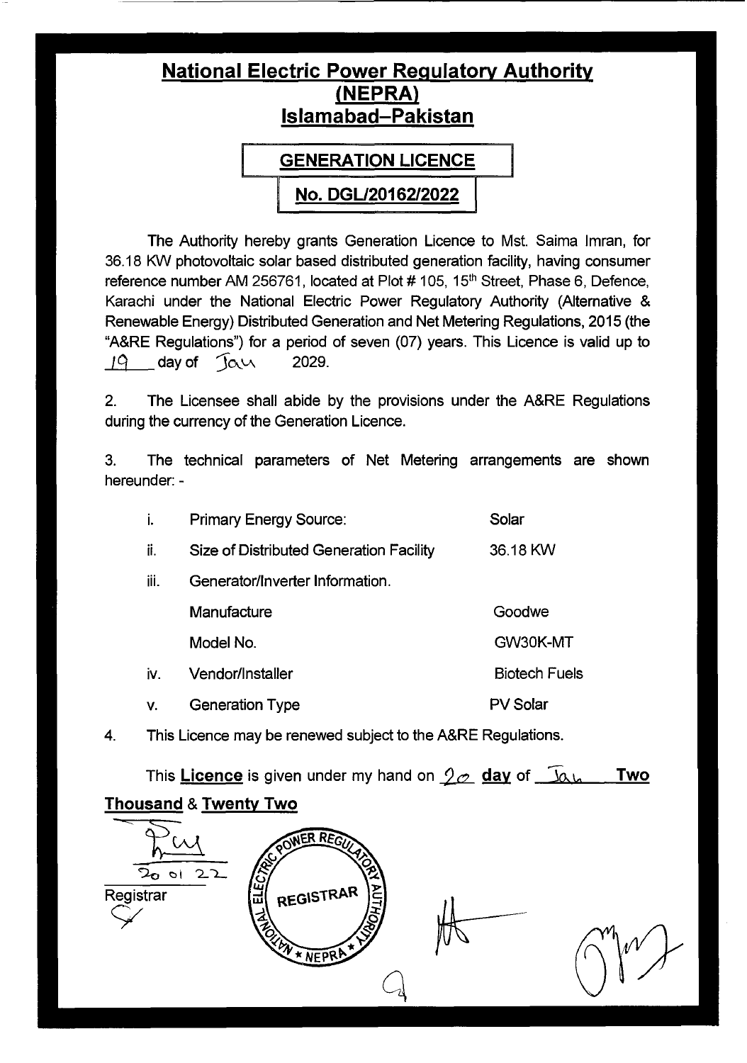# National Electric Power Regulatory Authority (NEPRA) Islamabad–Pakistan

## GENERATION LICENCE

## No. DGL/20162/2022

The Authority hereby grants Generation Licence to Mst. Saima Imran, for 36.18 KW photovoltaic solar based distributed generation facility, having consumer reference number AM 256761, located at Plot # 105, 15th Street, Phase 6, Defence, Karachi under the National Electric Power Regulatory Authority (Alternative & Renewable Energy) Distributed Generation and Net Metering Regulations, 2015 (the "A&RE Regulations") for a period of seven (07) years. This Licence is valid up to 19 day of Jan 2029.

2. The Licensee shall abide by the provisions under the A&RE Regulations during the currency of the Generation Licence.

3. The technical parameters of Net Metering arrangements are shown hereunder: -

| | | |
|---|---|---|
| i. | Primary Energy Source: | Solar |
| ii. | Size of Distributed Generation Facility | 36.18 KW |
| iii. | Generator/Inverter Information. | |
| | Manufacture | Goodwe |
| | Model No. | GW30K-MT |
| iv. | Vendor/Installer | Biotech Fuels |
| v. | Generation Type | PV Solar |

4. This Licence may be renewed subject to the A&RE Regulations.

This **Licence** is given under my hand on 20 **day** of Jan **Two Thousand** & **Twenty Two**

20 01 22

Registrar

REGISTRAR
NATIONAL ELECTRIC POWER REGULATORY AUTHORITY * NEPRA *